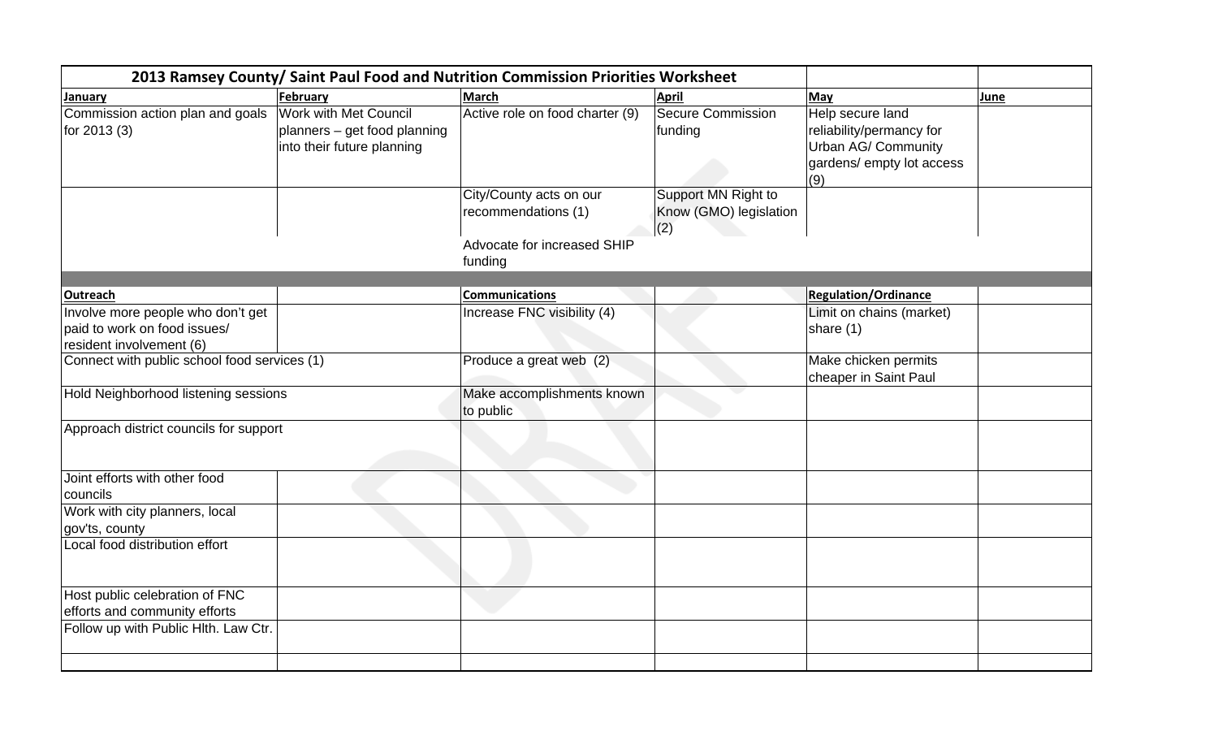# 2013 Ramsey County/ Saint Paul Food and Nutrition Commission Priorities Worksheet

| January | February | March | April | May | June |
|---|---|---|---|---|---|
| Commission action plan and goals for 2013 (3) | Work with Met Council planners – get food planning into their future planning | Active role on food charter (9) | Secure Commission funding | Help secure land reliability/permancy for Urban AG/ Community gardens/ empty lot access (9) | |
| | | City/County acts on our recommendations (1) | Support MN Right to Know (GMO) legislation (2) | | |
| | | Advocate for increased SHIP funding | | | |

| Outreach | | Communications | | Regulation/Ordinance | |
|---|---|---|---|---|---|
| Involve more people who don't get paid to work on food issues/ resident involvement (6) | | Increase FNC visibility (4) | | Limit on chains (market) share (1) | |
| Connect with public school food services (1) | | Produce a great web (2) | | Make chicken permits cheaper in Saint Paul | |
| Hold Neighborhood listening sessions | | Make accomplishments known to public | | | |
| Approach district councils for support | | | | | |
| Joint efforts with other food councils | | | | | |
| Work with city planners, local gov'ts, county | | | | | |
| Local food distribution effort | | | | | |
| Host public celebration of FNC efforts and community efforts | | | | | |
| Follow up with Public Hlth. Law Ctr. | | | | | |
| | | | | | |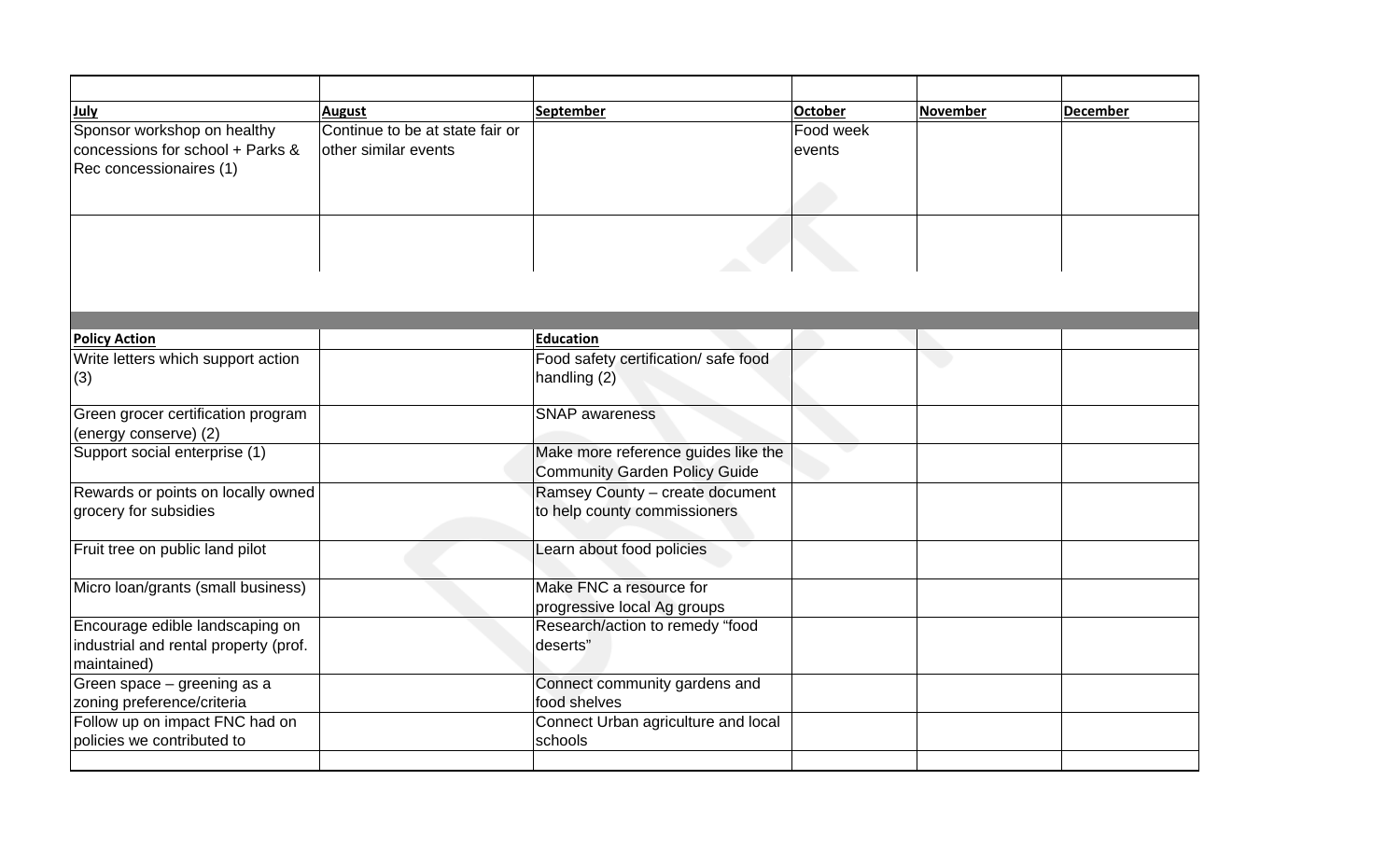| | | | | | |
|---|---|---|---|---|---|
| **July** | **August** | **September** | **October** | **November** | **December** |
| Sponsor workshop on healthy concessions for school + Parks & Rec concessionaires (1) | Continue to be at state fair or other similar events | | Food week events | | |
| | | | | | |

| | | | | | |
|---|---|---|---|---|---|
| **Policy Action** | | **Education** | | | |
| Write letters which support action (3) | | Food safety certification/ safe food handling (2) | | | |
| Green grocer certification program (energy conserve) (2) | | SNAP awareness | | | |
| Support social enterprise (1) | | Make more reference guides like the Community Garden Policy Guide | | | |
| Rewards or points on locally owned grocery for subsidies | | Ramsey County – create document to help county commissioners | | | |
| Fruit tree on public land pilot | | Learn about food policies | | | |
| Micro loan/grants (small business) | | Make FNC a resource for progressive local Ag groups | | | |
| Encourage edible landscaping on industrial and rental property (prof. maintained) | | Research/action to remedy "food deserts" | | | |
| Green space – greening as a zoning preference/criteria | | Connect community gardens and food shelves | | | |
| Follow up on impact FNC had on policies we contributed to | | Connect Urban agriculture and local schools | | | |
| | | | | | |